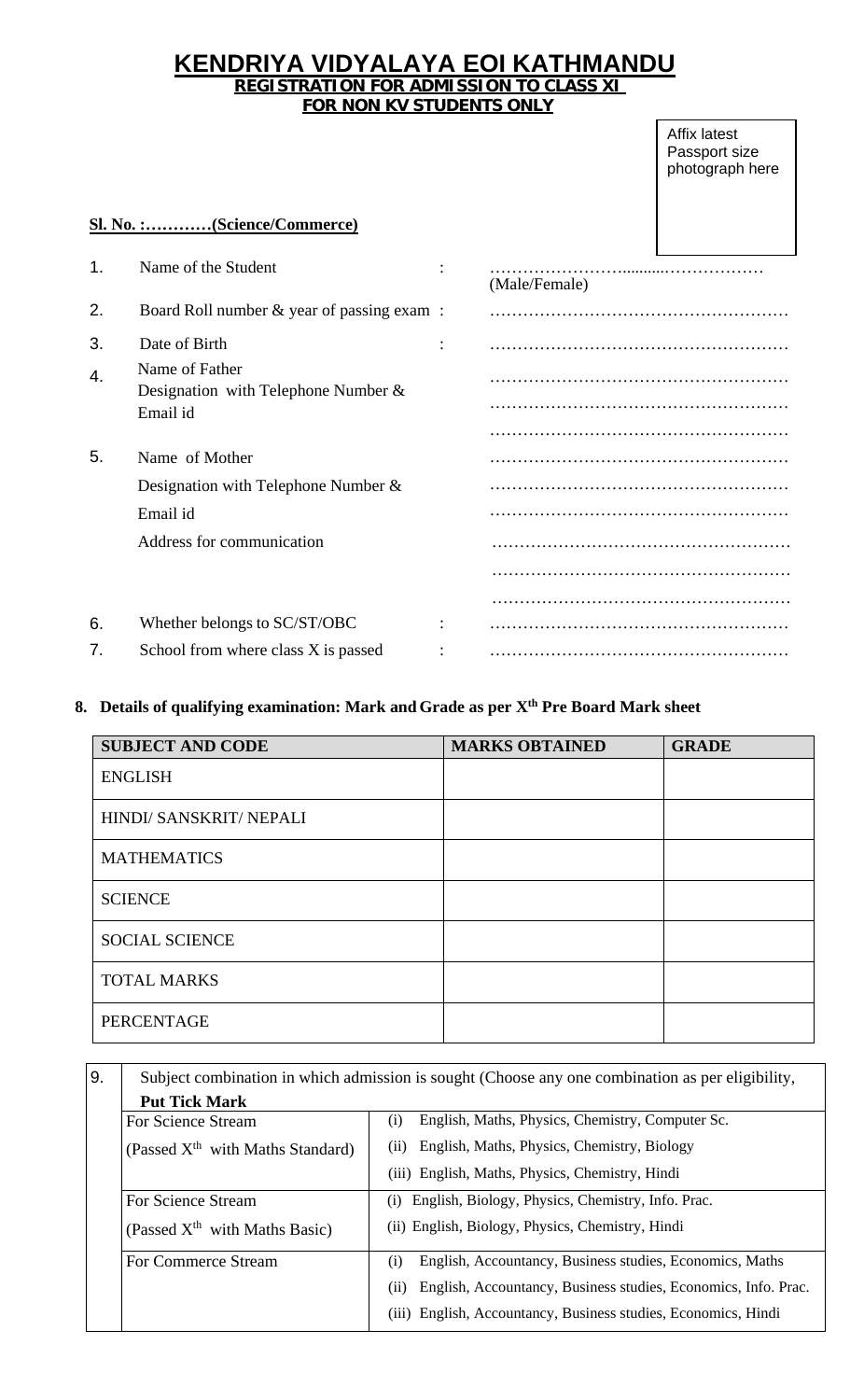# KENDRIYA VIDYALAYA EOI KATHMANDU

## REGISTRATION FOR ADMISSION TO CLASS XI

## FOR NON KV STUDENTS ONLY

Affix latest Passport size photograph here

**Sl. No. :…………(Science/Commerce)**

1. Name of the Student : ………………………..........……………… (Male/Female)
2. Board Roll number & year of passing exam : ………………………………………………
3. Date of Birth : ………………………………………………
4. Name of Father ………………………………………………
   Designation with Telephone Number & ………………………………………………
   Email id ………………………………………………
5. Name of Mother ………………………………………………
   Designation with Telephone Number & ………………………………………………
   Email id ………………………………………………
   Address for communication ………………………………………………
   ………………………………………………
   ………………………………………………
6. Whether belongs to SC/ST/OBC : ………………………………………………
7. School from where class X is passed : ………………………………………………

**8. Details of qualifying examination: Mark and Grade as per X$^{th}$ Pre Board Mark sheet**

| SUBJECT AND CODE | MARKS OBTAINED | GRADE |
|---|---|---|
| ENGLISH | | |
| HINDI/ SANSKRIT/ NEPALI | | |
| MATHEMATICS | | |
| SCIENCE | | |
| SOCIAL SCIENCE | | |
| TOTAL MARKS | | |
| PERCENTAGE | | |

9. Subject combination in which admission is sought (Choose any one combination as per eligibility, **Put Tick Mark**

| | |
|---|---|
| For Science Stream (Passed X$^{th}$ with Maths Standard) | (i) English, Maths, Physics, Chemistry, Computer Sc.<br>(ii) English, Maths, Physics, Chemistry, Biology<br>(iii) English, Maths, Physics, Chemistry, Hindi |
| For Science Stream (Passed X$^{th}$ with Maths Basic) | (i) English, Biology, Physics, Chemistry, Info. Prac.<br>(ii) English, Biology, Physics, Chemistry, Hindi |
| For Commerce Stream | (i) English, Accountancy, Business studies, Economics, Maths<br>(ii) English, Accountancy, Business studies, Economics, Info. Prac.<br>(iii) English, Accountancy, Business studies, Economics, Hindi |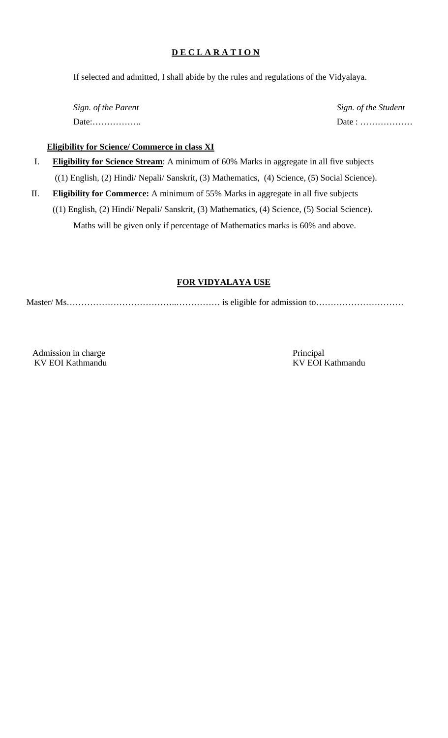## **D E C L A R A T I O N**

If selected and admitted, I shall abide by the rules and regulations of the Vidyalaya.

| | |
|---|---|
| *Sign. of the Parent* | *Sign. of the Student* |
| Date:…………….. | Date : ……………… |

**Eligibility for Science/ Commerce in class XI**

I. **Eligibility for Science Stream**: A minimum of 60% Marks in aggregate in all five subjects ((1) English, (2) Hindi/ Nepali/ Sanskrit, (3) Mathematics, (4) Science, (5) Social Science).

II. **Eligibility for Commerce:** A minimum of 55% Marks in aggregate in all five subjects ((1) English, (2) Hindi/ Nepali/ Sanskrit, (3) Mathematics, (4) Science, (5) Social Science). Maths will be given only if percentage of Mathematics marks is 60% and above.

**FOR VIDYALAYA USE**

Master/ Ms……………………………..…………… is eligible for admission to…………………………

| | |
|---|---|
| Admission in charge | Principal |
| KV EOI Kathmandu | KV EOI Kathmandu |